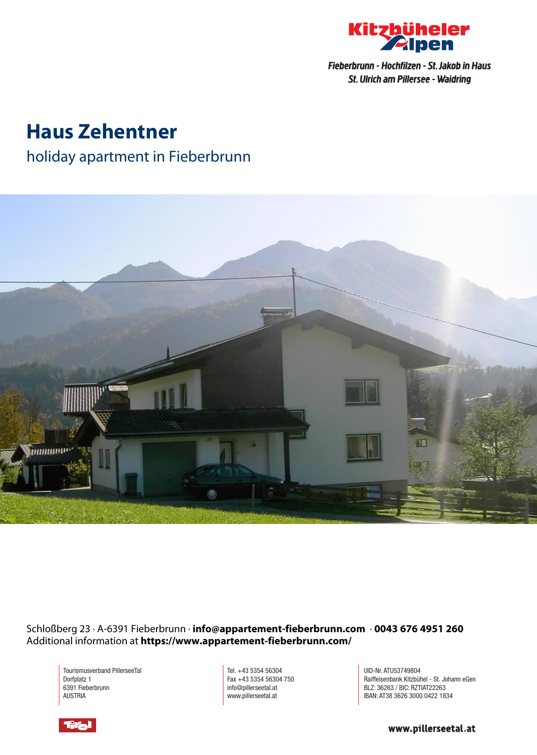Kitzbüheler Alpen

*Fieberbrunn - Hochfilzen - St. Jakob in Haus*
*St. Ulrich am Pillersee - Waidring*

# Haus Zehentner

## holiday apartment in Fieberbrunn

Schloßberg 23 · A-6391 Fieberbrunn · **info@appartement-fieberbrunn.com** · **0043 676 4951 260**
Additional information at **https://www.appartement-fieberbrunn.com/**

Tourismusverband PillerseeTal
Dorfplatz 1
6391 Fieberbrunn
AUSTRIA

Tel. +43 5354 56304
Fax +43 5354 56304 750
info@pillerseetal.at
www.pillerseetal.at

UID-Nr. ATU53749804
Raiffeisenbank Kitzbühel - St. Johann eGen
BLZ: 36263 / BIC: RZTIAT22263
IBAN: AT38 3626 3000 0422 1834

Tirol

**www.pillerseetal.at**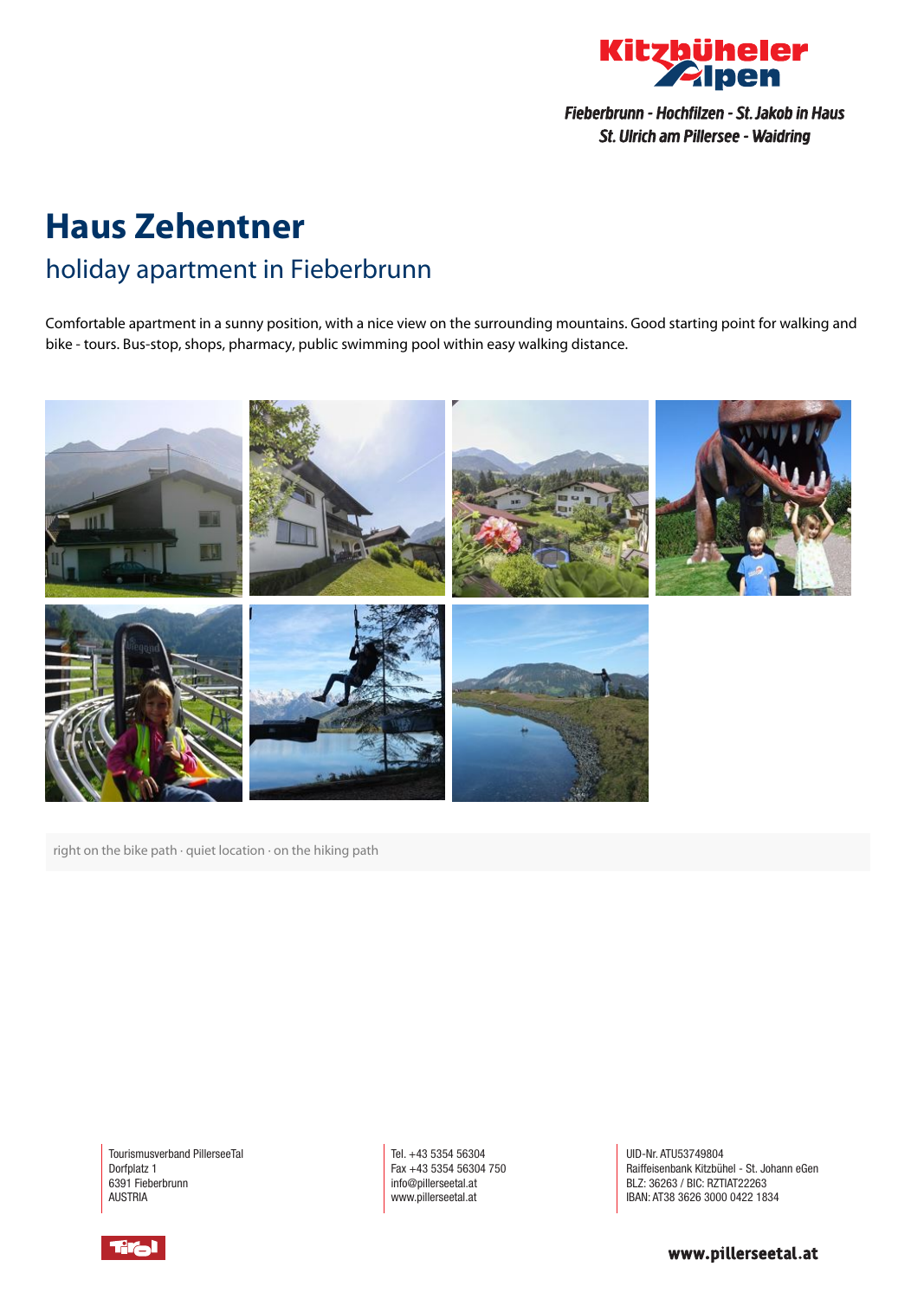# Haus Zehentner

## holiday apartment in Fieberbrunn

Comfortable apartment in a sunny position, with a nice view on the surrounding mountains. Good starting point for walking and bike - tours. Bus-stop, shops, pharmacy, public swimming pool within easy walking distance.

right on the bike path · quiet location · on the hiking path

Tourismusverband PillerseeTal
Dorfplatz 1
6391 Fieberbrunn
AUSTRIA

Tel. +43 5354 56304
Fax +43 5354 56304 750
info@pillerseetal.at
www.pillerseetal.at

UID-Nr. ATU53749804
Raiffeisenbank Kitzbühel - St. Johann eGen
BLZ: 36263 / BIC: RZTIAT22263
IBAN: AT38 3626 3000 0422 1834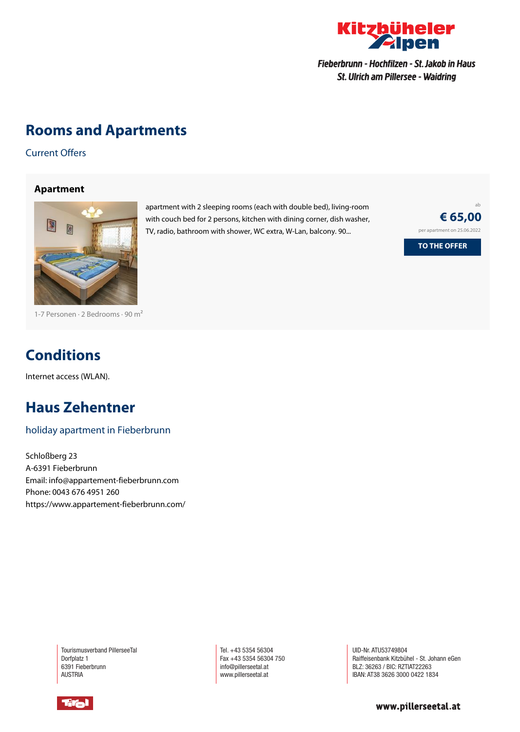Fieberbrunn - Hochfilzen - St. Jakob in Haus
St. Ulrich am Pillersee - Waidring

# Rooms and Apartments

Current Offers

### Apartment

apartment with 2 sleeping rooms (each with double bed), living-room with couch bed for 2 persons, kitchen with dining corner, dish washer, TV, radio, bathroom with shower, WC extra, W-Lan, balcony. 90...

ab
**€ 65,00**
per apartment on 25.06.2022

TO THE OFFER

1-7 Personen · 2 Bedrooms · 90 m²

# Conditions

Internet access (WLAN).

# Haus Zehentner

holiday apartment in Fieberbrunn

Schloßberg 23
A-6391 Fieberbrunn
Email: info@appartement-fieberbrunn.com
Phone: 0043 676 4951 260
https://www.appartement-fieberbrunn.com/

Tourismusverband PillerseeTal
Dorfplatz 1
6391 Fieberbrunn
AUSTRIA

Tel. +43 5354 56304
Fax +43 5354 56304 750
info@pillerseetal.at
www.pillerseetal.at

UID-Nr. ATU53749804
Raiffeisenbank Kitzbühel - St. Johann eGen
BLZ: 36263 / BIC: RZTIAT22263
IBAN: AT38 3626 3000 0422 1834

www.pillerseetal.at